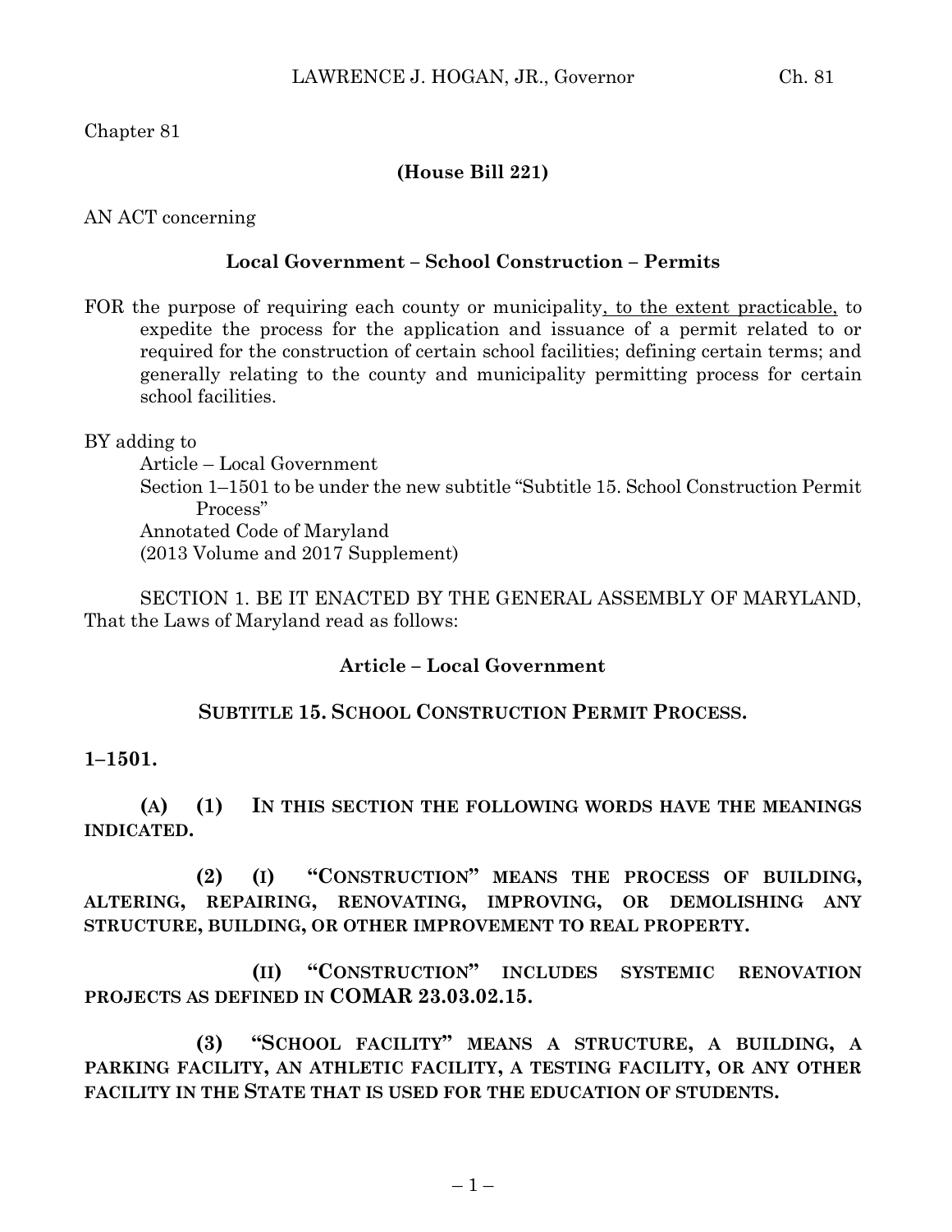Chapter 81

**(House Bill 221)**

AN ACT concerning

**Local Government – School Construction – Permits**

FOR the purpose of requiring each county or municipality, to the extent practicable, to expedite the process for the application and issuance of a permit related to or required for the construction of certain school facilities; defining certain terms; and generally relating to the county and municipality permitting process for certain school facilities.

BY adding to
Article – Local Government
Section 1–1501 to be under the new subtitle "Subtitle 15. School Construction Permit Process"
Annotated Code of Maryland
(2013 Volume and 2017 Supplement)

SECTION 1. BE IT ENACTED BY THE GENERAL ASSEMBLY OF MARYLAND, That the Laws of Maryland read as follows:

**Article – Local Government**

**SUBTITLE 15. SCHOOL CONSTRUCTION PERMIT PROCESS.**

**1–1501.**

**(A) (1) IN THIS SECTION THE FOLLOWING WORDS HAVE THE MEANINGS INDICATED.**

**(2) (I) "CONSTRUCTION" MEANS THE PROCESS OF BUILDING, ALTERING, REPAIRING, RENOVATING, IMPROVING, OR DEMOLISHING ANY STRUCTURE, BUILDING, OR OTHER IMPROVEMENT TO REAL PROPERTY.**

**(II) "CONSTRUCTION" INCLUDES SYSTEMIC RENOVATION PROJECTS AS DEFINED IN COMAR 23.03.02.15.**

**(3) "SCHOOL FACILITY" MEANS A STRUCTURE, A BUILDING, A PARKING FACILITY, AN ATHLETIC FACILITY, A TESTING FACILITY, OR ANY OTHER FACILITY IN THE STATE THAT IS USED FOR THE EDUCATION OF STUDENTS.**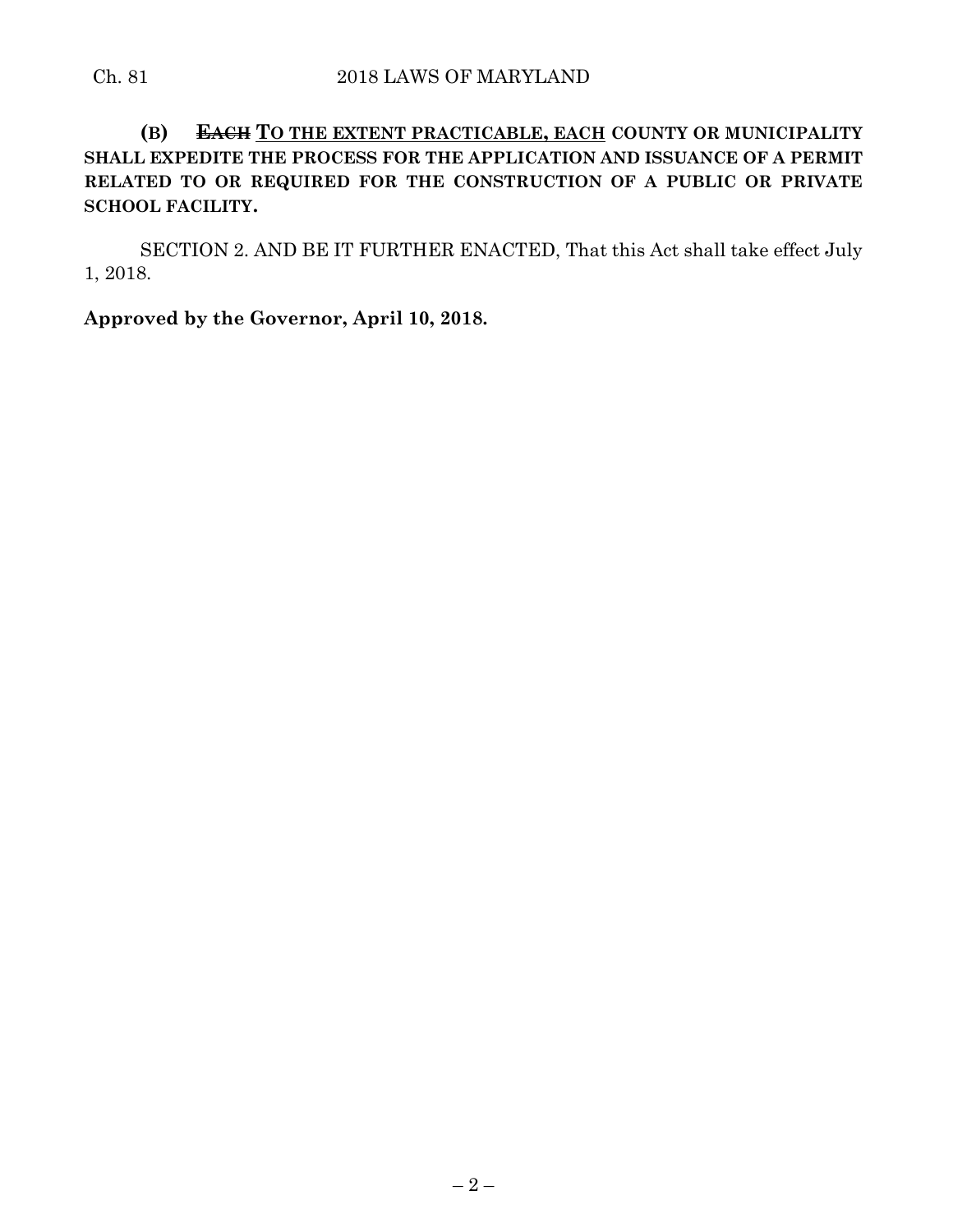**(B) ~~EACH~~ TO THE EXTENT PRACTICABLE, EACH COUNTY OR MUNICIPALITY SHALL EXPEDITE THE PROCESS FOR THE APPLICATION AND ISSUANCE OF A PERMIT RELATED TO OR REQUIRED FOR THE CONSTRUCTION OF A PUBLIC OR PRIVATE SCHOOL FACILITY.**

SECTION 2. AND BE IT FURTHER ENACTED, That this Act shall take effect July 1, 2018.

**Approved by the Governor, April 10, 2018.**